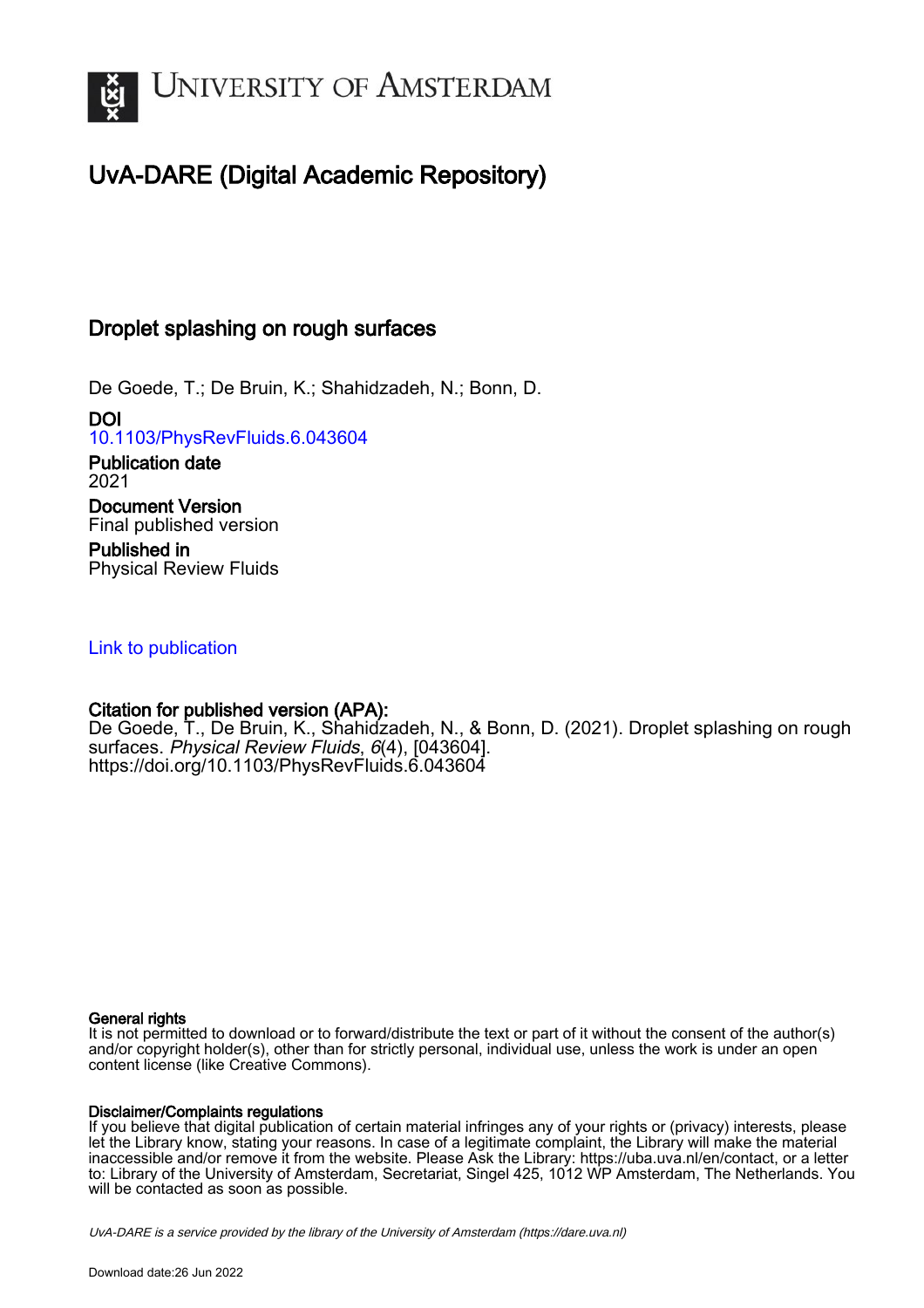# University of Amsterdam

## UvA-DARE (Digital Academic Repository)

### Droplet splashing on rough surfaces

De Goede, T.; De Bruin, K.; Shahidzadeh, N.; Bonn, D.

**DOI**
10.1103/PhysRevFluids.6.043604

**Publication date**
2021

**Document Version**
Final published version

**Published in**
Physical Review Fluids

Link to publication

**Citation for published version (APA):**
De Goede, T., De Bruin, K., Shahidzadeh, N., & Bonn, D. (2021). Droplet splashing on rough surfaces. *Physical Review Fluids*, *6*(4), [043604]. https://doi.org/10.1103/PhysRevFluids.6.043604

**General rights**
It is not permitted to download or to forward/distribute the text or part of it without the consent of the author(s) and/or copyright holder(s), other than for strictly personal, individual use, unless the work is under an open content license (like Creative Commons).

**Disclaimer/Complaints regulations**
If you believe that digital publication of certain material infringes any of your rights or (privacy) interests, please let the Library know, stating your reasons. In case of a legitimate complaint, the Library will make the material inaccessible and/or remove it from the website. Please Ask the Library: https://uba.uva.nl/en/contact, or a letter to: Library of the University of Amsterdam, Secretariat, Singel 425, 1012 WP Amsterdam, The Netherlands. You will be contacted as soon as possible.

*UvA-DARE is a service provided by the library of the University of Amsterdam (https://dare.uva.nl)*

Download date:26 Jun 2022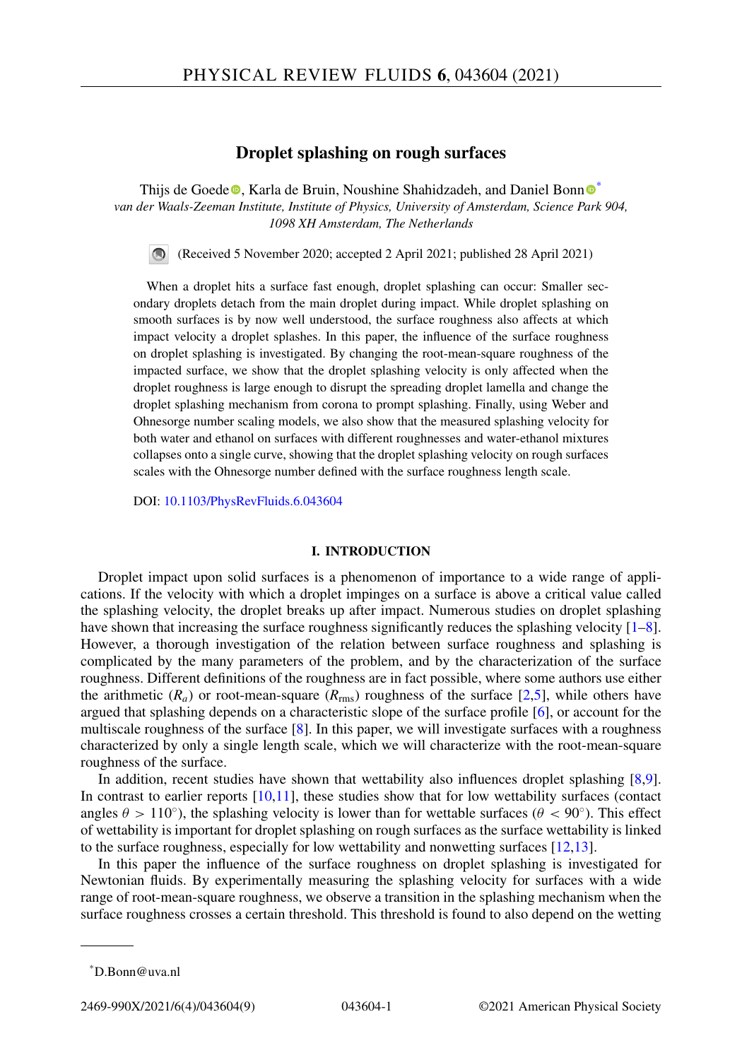# Droplet splashing on rough surfaces

Thijs de Goede, Karla de Bruin, Noushine Shahidzadeh, and Daniel Bonn[*]

*van der Waals-Zeeman Institute, Institute of Physics, University of Amsterdam, Science Park 904, 1098 XH Amsterdam, The Netherlands*

(Received 5 November 2020; accepted 2 April 2021; published 28 April 2021)

When a droplet hits a surface fast enough, droplet splashing can occur: Smaller secondary droplets detach from the main droplet during impact. While droplet splashing on smooth surfaces is by now well understood, the surface roughness also affects at which impact velocity a droplet splashes. In this paper, the influence of the surface roughness on droplet splashing is investigated. By changing the root-mean-square roughness of the impacted surface, we show that the droplet splashing velocity is only affected when the droplet roughness is large enough to disrupt the spreading droplet lamella and change the droplet splashing mechanism from corona to prompt splashing. Finally, using Weber and Ohnesorge number scaling models, we also show that the measured splashing velocity for both water and ethanol on surfaces with different roughnesses and water-ethanol mixtures collapses onto a single curve, showing that the droplet splashing velocity on rough surfaces scales with the Ohnesorge number defined with the surface roughness length scale.

DOI: 10.1103/PhysRevFluids.6.043604

## I. INTRODUCTION

Droplet impact upon solid surfaces is a phenomenon of importance to a wide range of applications. If the velocity with which a droplet impinges on a surface is above a critical value called the splashing velocity, the droplet breaks up after impact. Numerous studies on droplet splashing have shown that increasing the surface roughness significantly reduces the splashing velocity [1–8]. However, a thorough investigation of the relation between surface roughness and splashing is complicated by the many parameters of the problem, and by the characterization of the surface roughness. Different definitions of the roughness are in fact possible, where some authors use either the arithmetic ($R_a$) or root-mean-square ($R_{\text{rms}}$) roughness of the surface [2,5], while others have argued that splashing depends on a characteristic slope of the surface profile [6], or account for the multiscale roughness of the surface [8]. In this paper, we will investigate surfaces with a roughness characterized by only a single length scale, which we will characterize with the root-mean-square roughness of the surface.

In addition, recent studies have shown that wettability also influences droplet splashing [8,9]. In contrast to earlier reports [10,11], these studies show that for low wettability surfaces (contact angles $\theta > 110^{\circ}$), the splashing velocity is lower than for wettable surfaces ($\theta < 90^{\circ}$). This effect of wettability is important for droplet splashing on rough surfaces as the surface wettability is linked to the surface roughness, especially for low wettability and nonwetting surfaces [12,13].

In this paper the influence of the surface roughness on droplet splashing is investigated for Newtonian fluids. By experimentally measuring the splashing velocity for surfaces with a wide range of root-mean-square roughness, we observe a transition in the splashing mechanism when the surface roughness crosses a certain threshold. This threshold is found to also depend on the wetting

[*]D.Bonn@uva.nl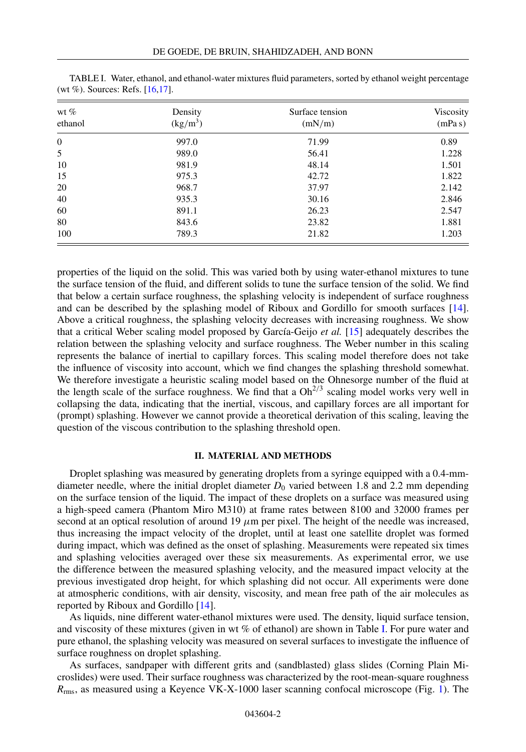TABLE I. Water, ethanol, and ethanol-water mixtures fluid parameters, sorted by ethanol weight percentage (wt %). Sources: Refs. [16,17].

| wt % ethanol | Density $(\mathrm{kg/m^3})$ | Surface tension (mN/m) | Viscosity (mPa s) |
|---|---|---|---|
| 0 | 997.0 | 71.99 | 0.89 |
| 5 | 989.0 | 56.41 | 1.228 |
| 10 | 981.9 | 48.14 | 1.501 |
| 15 | 975.3 | 42.72 | 1.822 |
| 20 | 968.7 | 37.97 | 2.142 |
| 40 | 935.3 | 30.16 | 2.846 |
| 60 | 891.1 | 26.23 | 2.547 |
| 80 | 843.6 | 23.82 | 1.881 |
| 100 | 789.3 | 21.82 | 1.203 |

properties of the liquid on the solid. This was varied both by using water-ethanol mixtures to tune the surface tension of the fluid, and different solids to tune the surface tension of the solid. We find that below a certain surface roughness, the splashing velocity is independent of surface roughness and can be described by the splashing model of Riboux and Gordillo for smooth surfaces [14]. Above a critical roughness, the splashing velocity decreases with increasing roughness. We show that a critical Weber scaling model proposed by García-Geijo *et al.* [15] adequately describes the relation between the splashing velocity and surface roughness. The Weber number in this scaling represents the balance of inertial to capillary forces. This scaling model therefore does not take the influence of viscosity into account, which we find changes the splashing threshold somewhat. We therefore investigate a heuristic scaling model based on the Ohnesorge number of the fluid at the length scale of the surface roughness. We find that a $\mathrm{Oh}^{2/3}$ scaling model works very well in collapsing the data, indicating that the inertial, viscous, and capillary forces are all important for (prompt) splashing. However we cannot provide a theoretical derivation of this scaling, leaving the question of the viscous contribution to the splashing threshold open.

## II. MATERIAL AND METHODS

Droplet splashing was measured by generating droplets from a syringe equipped with a 0.4-mm-diameter needle, where the initial droplet diameter $D_0$ varied between 1.8 and 2.2 mm depending on the surface tension of the liquid. The impact of these droplets on a surface was measured using a high-speed camera (Phantom Miro M310) at frame rates between 8100 and 32000 frames per second at an optical resolution of around 19 $\mu$m per pixel. The height of the needle was increased, thus increasing the impact velocity of the droplet, until at least one satellite droplet was formed during impact, which was defined as the onset of splashing. Measurements were repeated six times and splashing velocities averaged over these six measurements. As experimental error, we use the difference between the measured splashing velocity, and the measured impact velocity at the previous investigated drop height, for which splashing did not occur. All experiments were done at atmospheric conditions, with air density, viscosity, and mean free path of the air molecules as reported by Riboux and Gordillo [14].

As liquids, nine different water-ethanol mixtures were used. The density, liquid surface tension, and viscosity of these mixtures (given in wt % of ethanol) are shown in Table I. For pure water and pure ethanol, the splashing velocity was measured on several surfaces to investigate the influence of surface roughness on droplet splashing.

As surfaces, sandpaper with different grits and (sandblasted) glass slides (Corning Plain Microslides) were used. Their surface roughness was characterized by the root-mean-square roughness $R_{\mathrm{rms}}$, as measured using a Keyence VK-X-1000 laser scanning confocal microscope (Fig. 1). The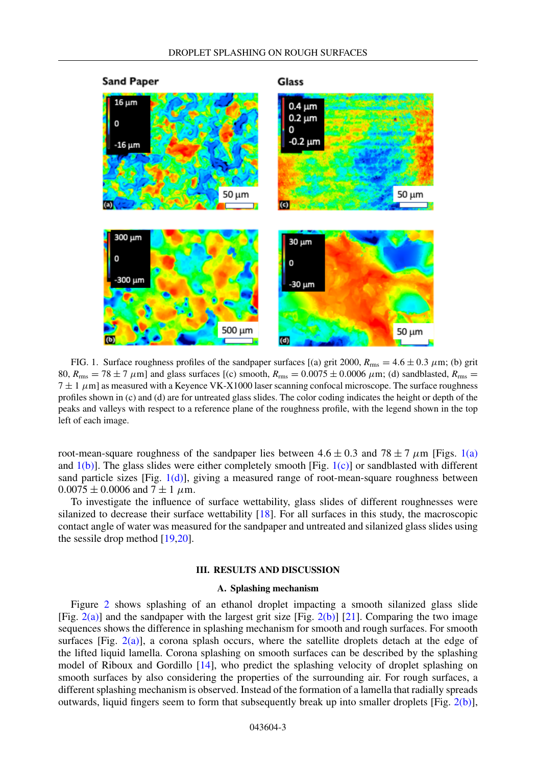FIG. 1. Surface roughness profiles of the sandpaper surfaces [(a) grit 2000, $R_{\mathrm{rms}} = 4.6 \pm 0.3$ $\mu$m; (b) grit 80, $R_{\mathrm{rms}} = 78 \pm 7$ $\mu$m] and glass surfaces [(c) smooth, $R_{\mathrm{rms}} = 0.0075 \pm 0.0006$ $\mu$m; (d) sandblasted, $R_{\mathrm{rms}} = 7 \pm 1$ $\mu$m] as measured with a Keyence VK-X1000 laser scanning confocal microscope. The surface roughness profiles shown in (c) and (d) are for untreated glass slides. The color coding indicates the height or depth of the peaks and valleys with respect to a reference plane of the roughness profile, with the legend shown in the top left of each image.

root-mean-square roughness of the sandpaper lies between $4.6 \pm 0.3$ and $78 \pm 7$ $\mu$m [Figs. 1(a) and 1(b)]. The glass slides were either completely smooth [Fig. 1(c)] or sandblasted with different sand particle sizes [Fig. 1(d)], giving a measured range of root-mean-square roughness between $0.0075 \pm 0.0006$ and $7 \pm 1$ $\mu$m.

To investigate the influence of surface wettability, glass slides of different roughnesses were silanized to decrease their surface wettability [18]. For all surfaces in this study, the macroscopic contact angle of water was measured for the sandpaper and untreated and silanized glass slides using the sessile drop method [19,20].

## III. RESULTS AND DISCUSSION

### A. Splashing mechanism

Figure 2 shows splashing of an ethanol droplet impacting a smooth silanized glass slide [Fig. 2(a)] and the sandpaper with the largest grit size [Fig. 2(b)] [21]. Comparing the two image sequences shows the difference in splashing mechanism for smooth and rough surfaces. For smooth surfaces [Fig. 2(a)], a corona splash occurs, where the satellite droplets detach at the edge of the lifted liquid lamella. Corona splashing on smooth surfaces can be described by the splashing model of Riboux and Gordillo [14], who predict the splashing velocity of droplet splashing on smooth surfaces by also considering the properties of the surrounding air. For rough surfaces, a different splashing mechanism is observed. Instead of the formation of a lamella that radially spreads outwards, liquid fingers seem to form that subsequently break up into smaller droplets [Fig. 2(b)],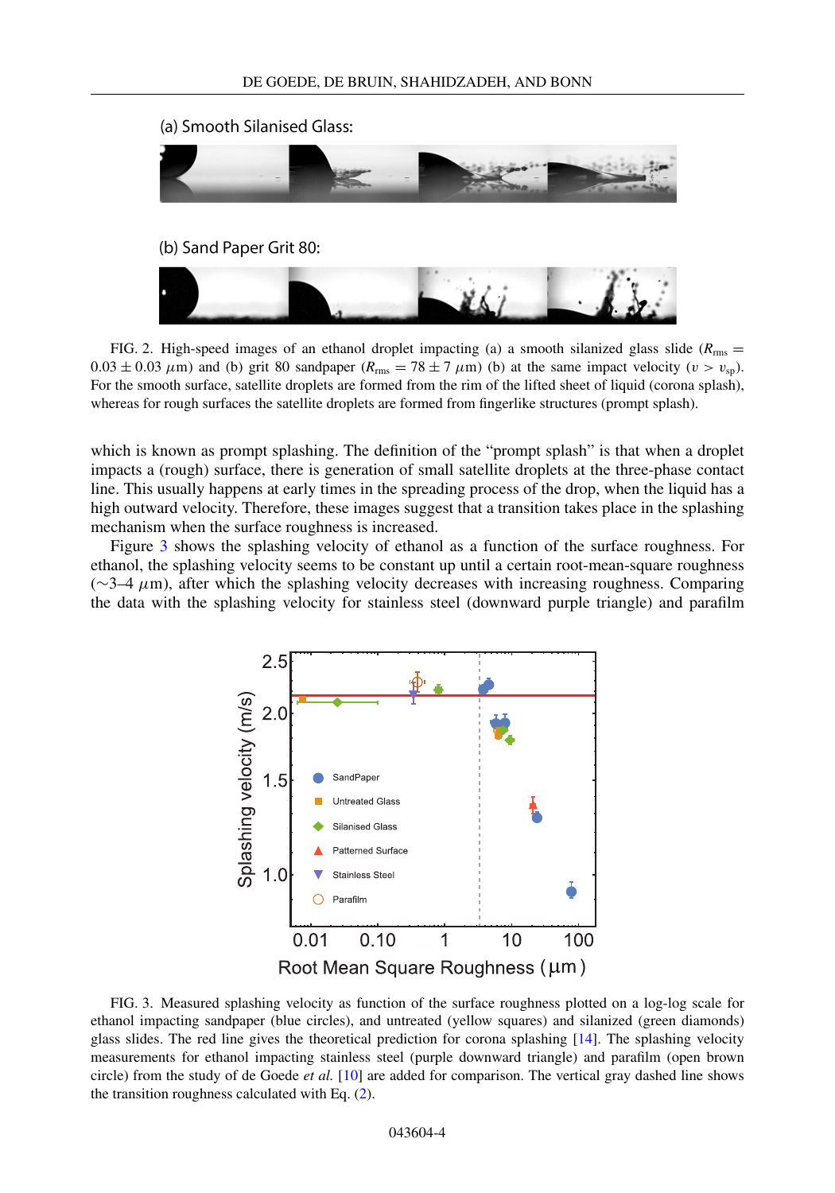(a) Smooth Silanised Glass:

(b) Sand Paper Grit 80:

FIG. 2. High-speed images of an ethanol droplet impacting (a) a smooth silanized glass slide ($R_{\rm rms} = 0.03 \pm 0.03$ $\mu$m) and (b) grit 80 sandpaper ($R_{\rm rms} = 78 \pm 7$ $\mu$m) (b) at the same impact velocity ($v > v_{\rm sp}$). For the smooth surface, satellite droplets are formed from the rim of the lifted sheet of liquid (corona splash), whereas for rough surfaces the satellite droplets are formed from fingerlike structures (prompt splash).

which is known as prompt splashing. The definition of the "prompt splash" is that when a droplet impacts a (rough) surface, there is generation of small satellite droplets at the three-phase contact line. This usually happens at early times in the spreading process of the drop, when the liquid has a high outward velocity. Therefore, these images suggest that a transition takes place in the splashing mechanism when the surface roughness is increased.

Figure 3 shows the splashing velocity of ethanol as a function of the surface roughness. For ethanol, the splashing velocity seems to be constant up until a certain root-mean-square roughness (∼3–4 $\mu$m), after which the splashing velocity decreases with increasing roughness. Comparing the data with the splashing velocity for stainless steel (downward purple triangle) and parafilm

FIG. 3. Measured splashing velocity as function of the surface roughness plotted on a log-log scale for ethanol impacting sandpaper (blue circles), and untreated (yellow squares) and silanized (green diamonds) glass slides. The red line gives the theoretical prediction for corona splashing [14]. The splashing velocity measurements for ethanol impacting stainless steel (purple downward triangle) and parafilm (open brown circle) from the study of de Goede *et al.* [10] are added for comparison. The vertical gray dashed line shows the transition roughness calculated with Eq. (2).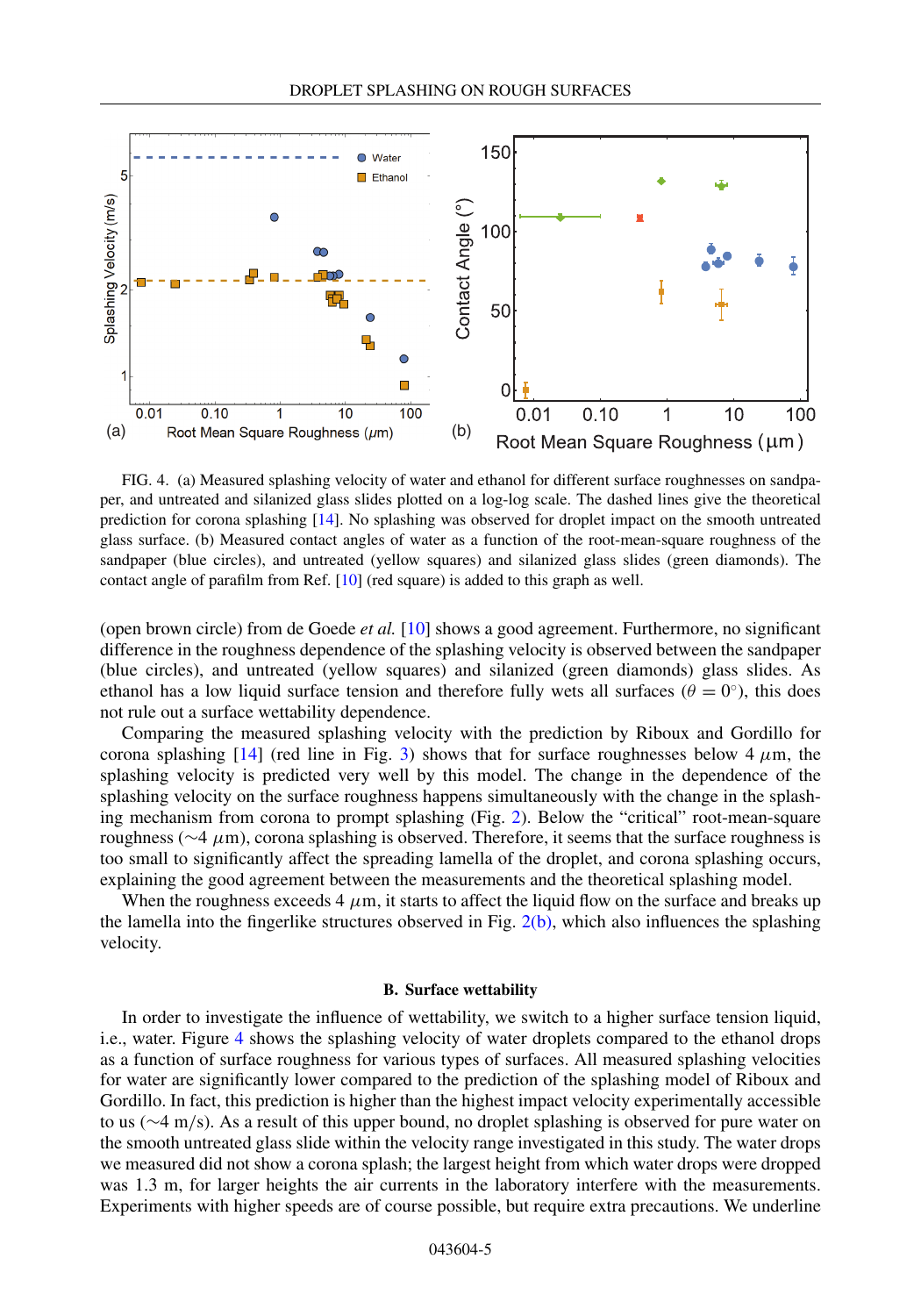FIG. 4. (a) Measured splashing velocity of water and ethanol for different surface roughnesses on sandpaper, and untreated and silanized glass slides plotted on a log-log scale. The dashed lines give the theoretical prediction for corona splashing [14]. No splashing was observed for droplet impact on the smooth untreated glass surface. (b) Measured contact angles of water as a function of the root-mean-square roughness of the sandpaper (blue circles), and untreated (yellow squares) and silanized glass slides (green diamonds). The contact angle of parafilm from Ref. [10] (red square) is added to this graph as well.

(open brown circle) from de Goede *et al.* [10] shows a good agreement. Furthermore, no significant difference in the roughness dependence of the splashing velocity is observed between the sandpaper (blue circles), and untreated (yellow squares) and silanized (green diamonds) glass slides. As ethanol has a low liquid surface tension and therefore fully wets all surfaces ($\theta = 0^{\circ}$), this does not rule out a surface wettability dependence.

Comparing the measured splashing velocity with the prediction by Riboux and Gordillo for corona splashing [14] (red line in Fig. 3) shows that for surface roughnesses below 4 $\mu$m, the splashing velocity is predicted very well by this model. The change in the dependence of the splashing velocity on the surface roughness happens simultaneously with the change in the splashing mechanism from corona to prompt splashing (Fig. 2). Below the "critical" root-mean-square roughness ($\sim$4 $\mu$m), corona splashing is observed. Therefore, it seems that the surface roughness is too small to significantly affect the spreading lamella of the droplet, and corona splashing occurs, explaining the good agreement between the measurements and the theoretical splashing model.

When the roughness exceeds 4 $\mu$m, it starts to affect the liquid flow on the surface and breaks up the lamella into the fingerlike structures observed in Fig. 2(b), which also influences the splashing velocity.

### B. Surface wettability

In order to investigate the influence of wettability, we switch to a higher surface tension liquid, i.e., water. Figure 4 shows the splashing velocity of water droplets compared to the ethanol drops as a function of surface roughness for various types of surfaces. All measured splashing velocities for water are significantly lower compared to the prediction of the splashing model of Riboux and Gordillo. In fact, this prediction is higher than the highest impact velocity experimentally accessible to us ($\sim$4 m/s). As a result of this upper bound, no droplet splashing is observed for pure water on the smooth untreated glass slide within the velocity range investigated in this study. The water drops we measured did not show a corona splash; the largest height from which water drops were dropped was 1.3 m, for larger heights the air currents in the laboratory interfere with the measurements. Experiments with higher speeds are of course possible, but require extra precautions. We underline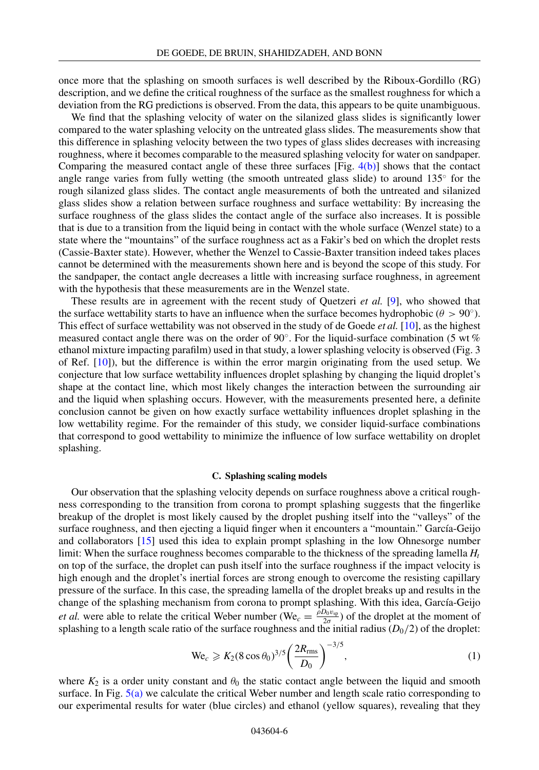once more that the splashing on smooth surfaces is well described by the Riboux-Gordillo (RG) description, and we define the critical roughness of the surface as the smallest roughness for which a deviation from the RG predictions is observed. From the data, this appears to be quite unambiguous.

We find that the splashing velocity of water on the silanized glass slides is significantly lower compared to the water splashing velocity on the untreated glass slides. The measurements show that this difference in splashing velocity between the two types of glass slides decreases with increasing roughness, where it becomes comparable to the measured splashing velocity for water on sandpaper. Comparing the measured contact angle of these three surfaces [Fig. 4(b)] shows that the contact angle range varies from fully wetting (the smooth untreated glass slide) to around 135° for the rough silanized glass slides. The contact angle measurements of both the untreated and silanized glass slides show a relation between surface roughness and surface wettability: By increasing the surface roughness of the glass slides the contact angle of the surface also increases. It is possible that is due to a transition from the liquid being in contact with the whole surface (Wenzel state) to a state where the "mountains" of the surface roughness act as a Fakir's bed on which the droplet rests (Cassie-Baxter state). However, whether the Wenzel to Cassie-Baxter transition indeed takes places cannot be determined with the measurements shown here and is beyond the scope of this study. For the sandpaper, the contact angle decreases a little with increasing surface roughness, in agreement with the hypothesis that these measurements are in the Wenzel state.

These results are in agreement with the recent study of Quetzeri *et al.* [9], who showed that the surface wettability starts to have an influence when the surface becomes hydrophobic ($\theta > 90^\circ$). This effect of surface wettability was not observed in the study of de Goede *et al.* [10], as the highest measured contact angle there was on the order of 90°. For the liquid-surface combination (5 wt % ethanol mixture impacting parafilm) used in that study, a lower splashing velocity is observed (Fig. 3 of Ref. [10]), but the difference is within the error margin originating from the used setup. We conjecture that low surface wettability influences droplet splashing by changing the liquid droplet's shape at the contact line, which most likely changes the interaction between the surrounding air and the liquid when splashing occurs. However, with the measurements presented here, a definite conclusion cannot be given on how exactly surface wettability influences droplet splashing in the low wettability regime. For the remainder of this study, we consider liquid-surface combinations that correspond to good wettability to minimize the influence of low surface wettability on droplet splashing.

### C. Splashing scaling models

Our observation that the splashing velocity depends on surface roughness above a critical roughness corresponding to the transition from corona to prompt splashing suggests that the fingerlike breakup of the droplet is most likely caused by the droplet pushing itself into the "valleys" of the surface roughness, and then ejecting a liquid finger when it encounters a "mountain." García-Geijo and collaborators [15] used this idea to explain prompt splashing in the low Ohnesorge number limit: When the surface roughness becomes comparable to the thickness of the spreading lamella $H_t$ on top of the surface, the droplet can push itself into the surface roughness if the impact velocity is high enough and the droplet's inertial forces are strong enough to overcome the resisting capillary pressure of the surface. In this case, the spreading lamella of the droplet breaks up and results in the change of the splashing mechanism from corona to prompt splashing. With this idea, García-Geijo *et al.* were able to relate the critical Weber number ($\mathrm{We}_c = \frac{\rho D_0 v_{sp}}{2\sigma}$) of the droplet at the moment of splashing to a length scale ratio of the surface roughness and the initial radius ($D_0/2$) of the droplet:

$$\mathrm{We}_c \geqslant K_2 (8\cos\theta_0)^{3/5} \left(\frac{2R_{\mathrm{rms}}}{D_0}\right)^{-3/5}, \tag{1}$$

where $K_2$ is a order unity constant and $\theta_0$ the static contact angle between the liquid and smooth surface. In Fig. 5(a) we calculate the critical Weber number and length scale ratio corresponding to our experimental results for water (blue circles) and ethanol (yellow squares), revealing that they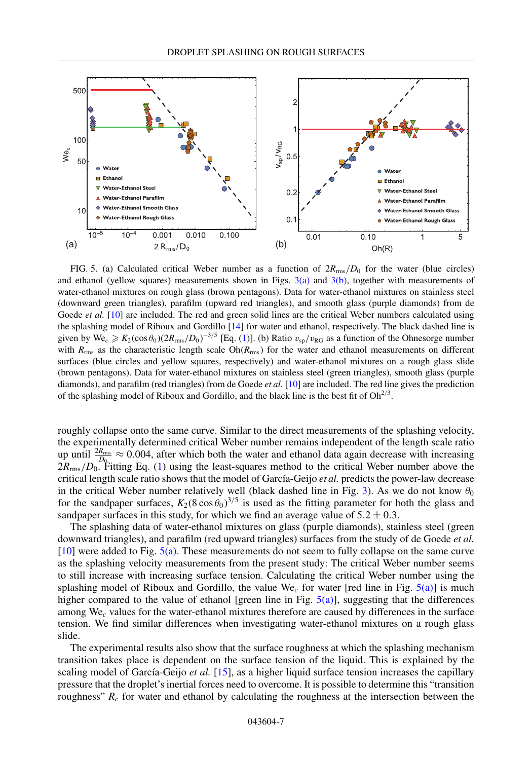FIG. 5. (a) Calculated critical Weber number as a function of $2R_{\rm rms}/D_0$ for the water (blue circles) and ethanol (yellow squares) measurements shown in Figs. 3(a) and 3(b), together with measurements of water-ethanol mixtures on rough glass (brown pentagons). Data for water-ethanol mixtures on stainless steel (downward green triangles), parafilm (upward red triangles), and smooth glass (purple diamonds) from de Goede *et al.* [10] are included. The red and green solid lines are the critical Weber numbers calculated using the splashing model of Riboux and Gordillo [14] for water and ethanol, respectively. The black dashed line is given by $\mathrm{We}_c \geqslant K_2(\cos\theta_0)(2R_{\rm rms}/D_0)^{-3/5}$ [Eq. (1)]. (b) Ratio $v_{\rm sp}/v_{\rm RG}$ as a function of the Ohnesorge number with $R_{\rm rms}$ as the characteristic length scale $\mathrm{Oh}(R_{\rm rms})$ for the water and ethanol measurements on different surfaces (blue circles and yellow squares, respectively) and water-ethanol mixtures on a rough glass slide (brown pentagons). Data for water-ethanol mixtures on stainless steel (green triangles), smooth glass (purple diamonds), and parafilm (red triangles) from de Goede *et al.* [10] are included. The red line gives the prediction of the splashing model of Riboux and Gordillo, and the black line is the best fit of $\mathrm{Oh}^{2/3}$.

roughly collapse onto the same curve. Similar to the direct measurements of the splashing velocity, the experimentally determined critical Weber number remains independent of the length scale ratio up until $\frac{2R_{\rm rms}}{D_0} \approx 0.004$, after which both the water and ethanol data again decrease with increasing $2R_{\rm rms}/D_0$. Fitting Eq. (1) using the least-squares method to the critical Weber number above the critical length scale ratio shows that the model of García-Geijo *et al.* predicts the power-law decrease in the critical Weber number relatively well (black dashed line in Fig. 3). As we do not know $\theta_0$ for the sandpaper surfaces, $K_2(8\cos\theta_0)^{3/5}$ is used as the fitting parameter for both the glass and sandpaper surfaces in this study, for which we find an average value of $5.2 \pm 0.3$.

The splashing data of water-ethanol mixtures on glass (purple diamonds), stainless steel (green downward triangles), and parafilm (red upward triangles) surfaces from the study of de Goede *et al.* [10] were added to Fig. 5(a). These measurements do not seem to fully collapse on the same curve as the splashing velocity measurements from the present study: The critical Weber number seems to still increase with increasing surface tension. Calculating the critical Weber number using the splashing model of Riboux and Gordillo, the value $\mathrm{We}_c$ for water [red line in Fig. 5(a)] is much higher compared to the value of ethanol [green line in Fig. 5(a)], suggesting that the differences among $\mathrm{We}_c$ values for the water-ethanol mixtures therefore are caused by differences in the surface tension. We find similar differences when investigating water-ethanol mixtures on a rough glass slide.

The experimental results also show that the surface roughness at which the splashing mechanism transition takes place is dependent on the surface tension of the liquid. This is explained by the scaling model of García-Geijo *et al.* [15], as a higher liquid surface tension increases the capillary pressure that the droplet's inertial forces need to overcome. It is possible to determine this "transition roughness" $R_c$ for water and ethanol by calculating the roughness at the intersection between the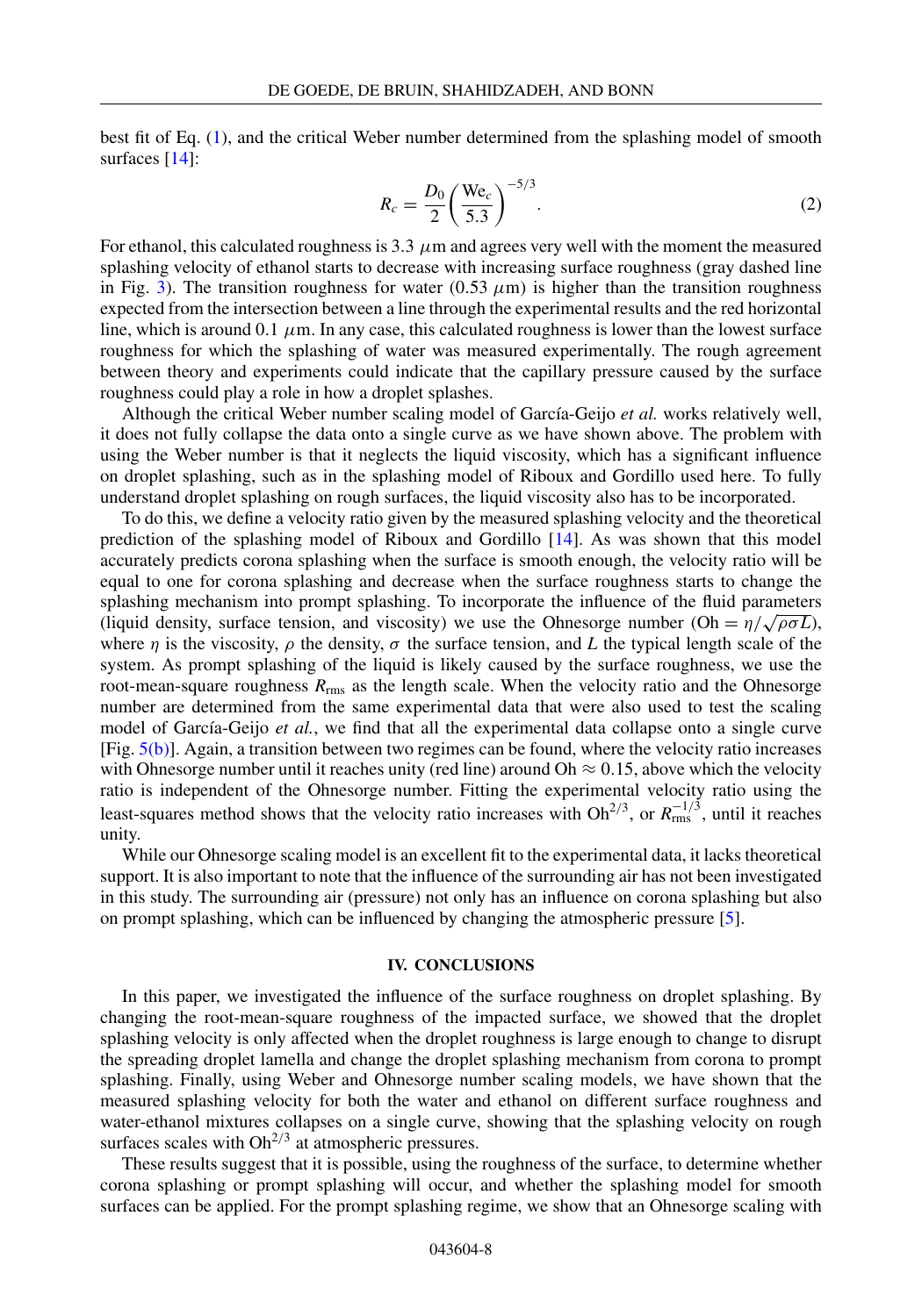best fit of Eq. (1), and the critical Weber number determined from the splashing model of smooth surfaces [14]:

$$R_c = \frac{D_0}{2}\left(\frac{\mathrm{We}_c}{5.3}\right)^{-5/3}. \tag{2}$$

For ethanol, this calculated roughness is 3.3 $\mu$m and agrees very well with the moment the measured splashing velocity of ethanol starts to decrease with increasing surface roughness (gray dashed line in Fig. 3). The transition roughness for water (0.53 $\mu$m) is higher than the transition roughness expected from the intersection between a line through the experimental results and the red horizontal line, which is around 0.1 $\mu$m. In any case, this calculated roughness is lower than the lowest surface roughness for which the splashing of water was measured experimentally. The rough agreement between theory and experiments could indicate that the capillary pressure caused by the surface roughness could play a role in how a droplet splashes.

Although the critical Weber number scaling model of García-Geijo *et al.* works relatively well, it does not fully collapse the data onto a single curve as we have shown above. The problem with using the Weber number is that it neglects the liquid viscosity, which has a significant influence on droplet splashing, such as in the splashing model of Riboux and Gordillo used here. To fully understand droplet splashing on rough surfaces, the liquid viscosity also has to be incorporated.

To do this, we define a velocity ratio given by the measured splashing velocity and the theoretical prediction of the splashing model of Riboux and Gordillo [14]. As was shown that this model accurately predicts corona splashing when the surface is smooth enough, the velocity ratio will be equal to one for corona splashing and decrease when the surface roughness starts to change the splashing mechanism into prompt splashing. To incorporate the influence of the fluid parameters (liquid density, surface tension, and viscosity) we use the Ohnesorge number ($\mathrm{Oh} = \eta/\sqrt{\rho\sigma L}$), where $\eta$ is the viscosity, $\rho$ the density, $\sigma$ the surface tension, and $L$ the typical length scale of the system. As prompt splashing of the liquid is likely caused by the surface roughness, we use the root-mean-square roughness $R_{\mathrm{rms}}$ as the length scale. When the velocity ratio and the Ohnesorge number are determined from the same experimental data that were also used to test the scaling model of García-Geijo *et al.*, we find that all the experimental data collapse onto a single curve [Fig. 5(b)]. Again, a transition between two regimes can be found, where the velocity ratio increases with Ohnesorge number until it reaches unity (red line) around $\mathrm{Oh} \approx 0.15$, above which the velocity ratio is independent of the Ohnesorge number. Fitting the experimental velocity ratio using the least-squares method shows that the velocity ratio increases with $\mathrm{Oh}^{2/3}$, or $R_{\mathrm{rms}}^{-1/3}$, until it reaches unity.

While our Ohnesorge scaling model is an excellent fit to the experimental data, it lacks theoretical support. It is also important to note that the influence of the surrounding air has not been investigated in this study. The surrounding air (pressure) not only has an influence on corona splashing but also on prompt splashing, which can be influenced by changing the atmospheric pressure [5].

## IV. CONCLUSIONS

In this paper, we investigated the influence of the surface roughness on droplet splashing. By changing the root-mean-square roughness of the impacted surface, we showed that the droplet splashing velocity is only affected when the droplet roughness is large enough to change to disrupt the spreading droplet lamella and change the droplet splashing mechanism from corona to prompt splashing. Finally, using Weber and Ohnesorge number scaling models, we have shown that the measured splashing velocity for both the water and ethanol on different surface roughness and water-ethanol mixtures collapses on a single curve, showing that the splashing velocity on rough surfaces scales with $\mathrm{Oh}^{2/3}$ at atmospheric pressures.

These results suggest that it is possible, using the roughness of the surface, to determine whether corona splashing or prompt splashing will occur, and whether the splashing model for smooth surfaces can be applied. For the prompt splashing regime, we show that an Ohnesorge scaling with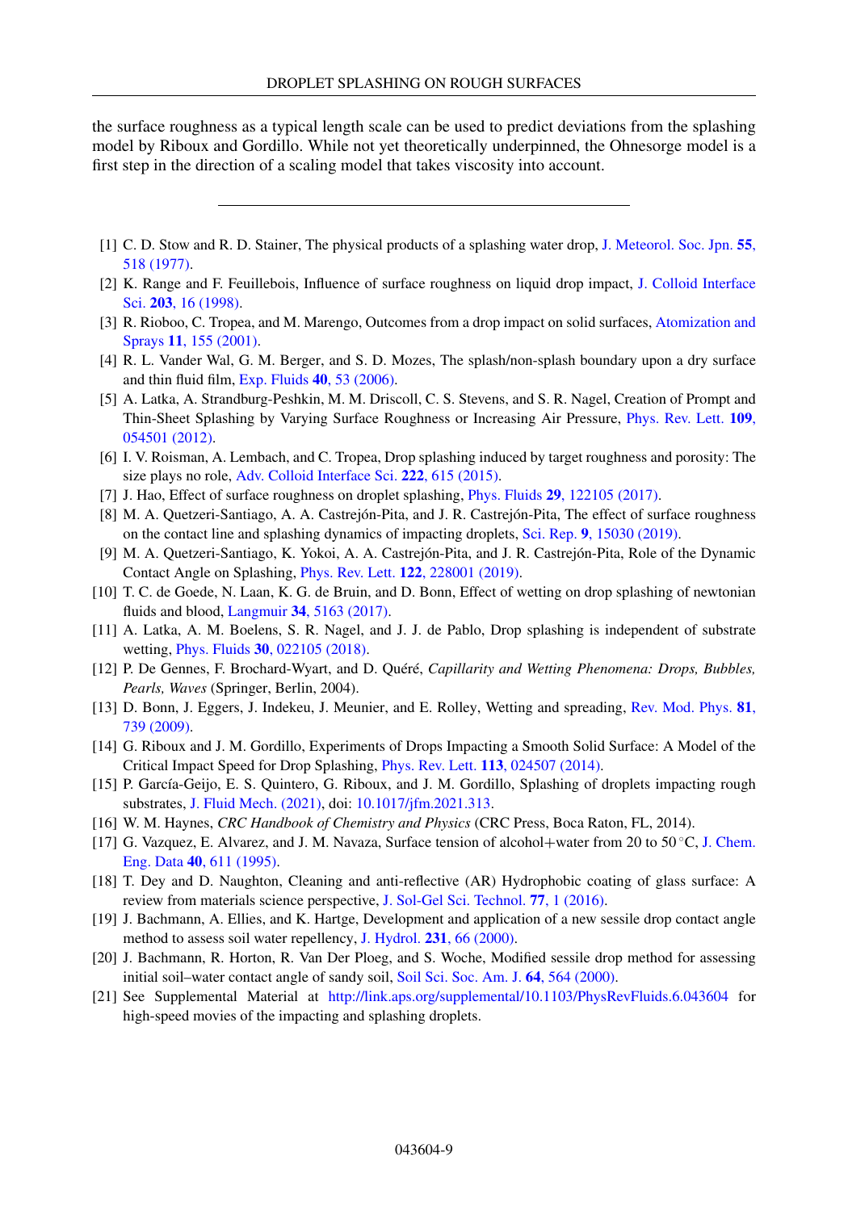the surface roughness as a typical length scale can be used to predict deviations from the splashing model by Riboux and Gordillo. While not yet theoretically underpinned, the Ohnesorge model is a first step in the direction of a scaling model that takes viscosity into account.

---

[1] C. D. Stow and R. D. Stainer, The physical products of a splashing water drop, J. Meteorol. Soc. Jpn. **55**, 518 (1977).

[2] K. Range and F. Feuillebois, Influence of surface roughness on liquid drop impact, J. Colloid Interface Sci. **203**, 16 (1998).

[3] R. Rioboo, C. Tropea, and M. Marengo, Outcomes from a drop impact on solid surfaces, Atomization and Sprays **11**, 155 (2001).

[4] R. L. Vander Wal, G. M. Berger, and S. D. Mozes, The splash/non-splash boundary upon a dry surface and thin fluid film, Exp. Fluids **40**, 53 (2006).

[5] A. Latka, A. Strandburg-Peshkin, M. M. Driscoll, C. S. Stevens, and S. R. Nagel, Creation of Prompt and Thin-Sheet Splashing by Varying Surface Roughness or Increasing Air Pressure, Phys. Rev. Lett. **109**, 054501 (2012).

[6] I. V. Roisman, A. Lembach, and C. Tropea, Drop splashing induced by target roughness and porosity: The size plays no role, Adv. Colloid Interface Sci. **222**, 615 (2015).

[7] J. Hao, Effect of surface roughness on droplet splashing, Phys. Fluids **29**, 122105 (2017).

[8] M. A. Quetzeri-Santiago, A. A. Castrejón-Pita, and J. R. Castrejón-Pita, The effect of surface roughness on the contact line and splashing dynamics of impacting droplets, Sci. Rep. **9**, 15030 (2019).

[9] M. A. Quetzeri-Santiago, K. Yokoi, A. A. Castrejón-Pita, and J. R. Castrejón-Pita, Role of the Dynamic Contact Angle on Splashing, Phys. Rev. Lett. **122**, 228001 (2019).

[10] T. C. de Goede, N. Laan, K. G. de Bruin, and D. Bonn, Effect of wetting on drop splashing of newtonian fluids and blood, Langmuir **34**, 5163 (2017).

[11] A. Latka, A. M. Boelens, S. R. Nagel, and J. J. de Pablo, Drop splashing is independent of substrate wetting, Phys. Fluids **30**, 022105 (2018).

[12] P. De Gennes, F. Brochard-Wyart, and D. Quéré, *Capillarity and Wetting Phenomena: Drops, Bubbles, Pearls, Waves* (Springer, Berlin, 2004).

[13] D. Bonn, J. Eggers, J. Indekeu, J. Meunier, and E. Rolley, Wetting and spreading, Rev. Mod. Phys. **81**, 739 (2009).

[14] G. Riboux and J. M. Gordillo, Experiments of Drops Impacting a Smooth Solid Surface: A Model of the Critical Impact Speed for Drop Splashing, Phys. Rev. Lett. **113**, 024507 (2014).

[15] P. García-Geijo, E. S. Quintero, G. Riboux, and J. M. Gordillo, Splashing of droplets impacting rough substrates, J. Fluid Mech. (2021), doi: 10.1017/jfm.2021.313.

[16] W. M. Haynes, *CRC Handbook of Chemistry and Physics* (CRC Press, Boca Raton, FL, 2014).

[17] G. Vazquez, E. Alvarez, and J. M. Navaza, Surface tension of alcohol+water from 20 to 50 °C, J. Chem. Eng. Data **40**, 611 (1995).

[18] T. Dey and D. Naughton, Cleaning and anti-reflective (AR) Hydrophobic coating of glass surface: A review from materials science perspective, J. Sol-Gel Sci. Technol. **77**, 1 (2016).

[19] J. Bachmann, A. Ellies, and K. Hartge, Development and application of a new sessile drop contact angle method to assess soil water repellency, J. Hydrol. **231**, 66 (2000).

[20] J. Bachmann, R. Horton, R. Van Der Ploeg, and S. Woche, Modified sessile drop method for assessing initial soil–water contact angle of sandy soil, Soil Sci. Soc. Am. J. **64**, 564 (2000).

[21] See Supplemental Material at http://link.aps.org/supplemental/10.1103/PhysRevFluids.6.043604 for high-speed movies of the impacting and splashing droplets.